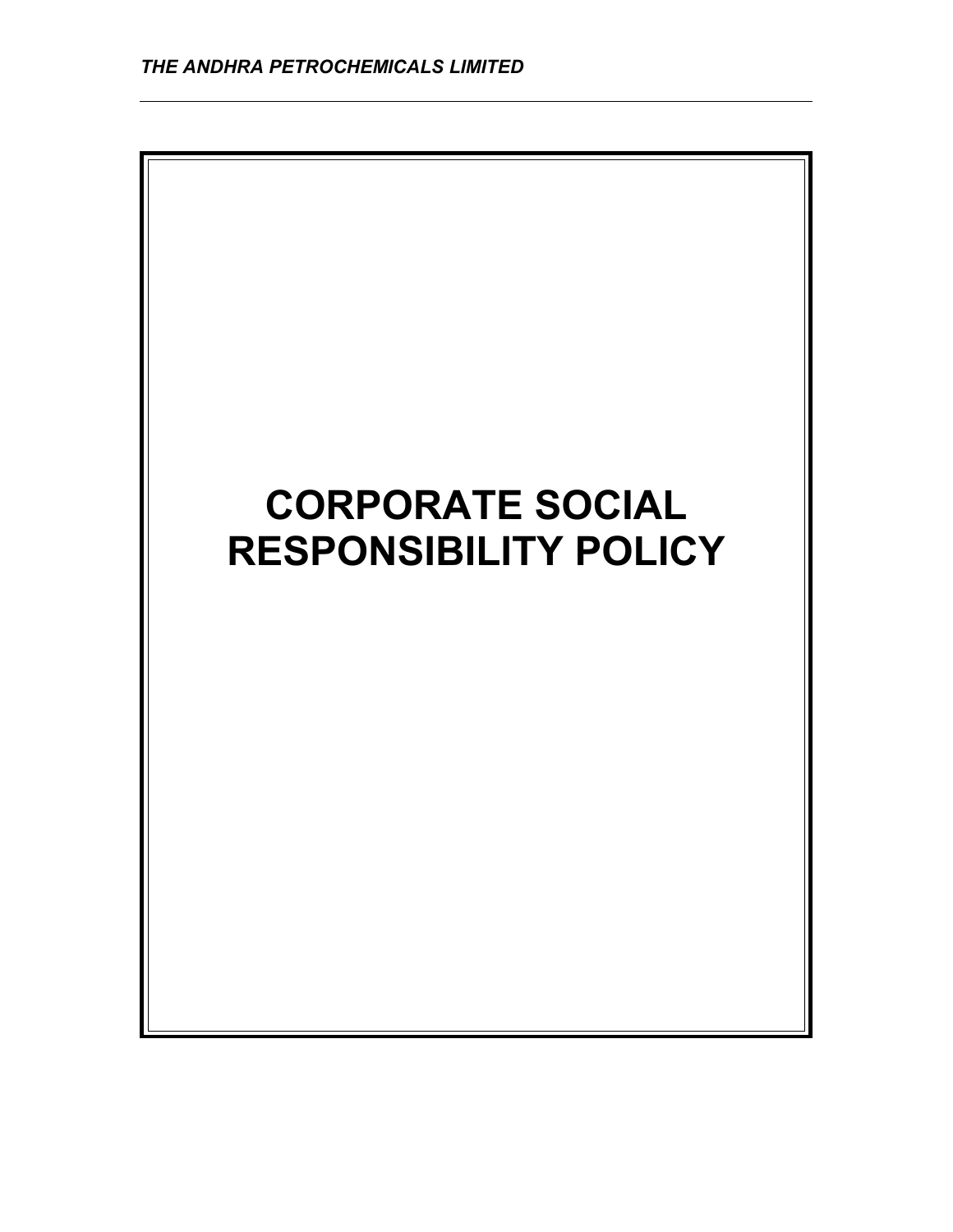# CORPORATE SOCIAL RESPONSIBILITY POLICY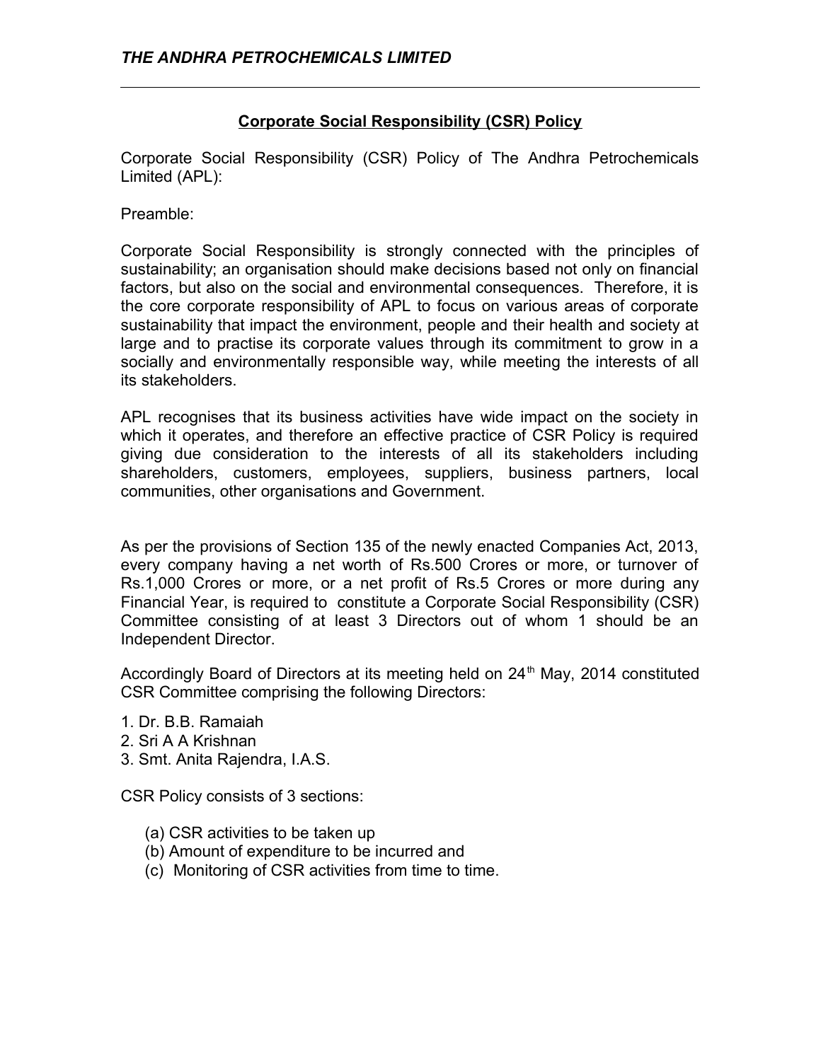*THE ANDHRA PETROCHEMICALS LIMITED*

## Corporate Social Responsibility (CSR) Policy

Corporate Social Responsibility (CSR) Policy of The Andhra Petrochemicals Limited (APL):

Preamble:

Corporate Social Responsibility is strongly connected with the principles of sustainability; an organisation should make decisions based not only on financial factors, but also on the social and environmental consequences. Therefore, it is the core corporate responsibility of APL to focus on various areas of corporate sustainability that impact the environment, people and their health and society at large and to practise its corporate values through its commitment to grow in a socially and environmentally responsible way, while meeting the interests of all its stakeholders.

APL recognises that its business activities have wide impact on the society in which it operates, and therefore an effective practice of CSR Policy is required giving due consideration to the interests of all its stakeholders including shareholders, customers, employees, suppliers, business partners, local communities, other organisations and Government.

As per the provisions of Section 135 of the newly enacted Companies Act, 2013, every company having a net worth of Rs.500 Crores or more, or turnover of Rs.1,000 Crores or more, or a net profit of Rs.5 Crores or more during any Financial Year, is required to constitute a Corporate Social Responsibility (CSR) Committee consisting of at least 3 Directors out of whom 1 should be an Independent Director.

Accordingly Board of Directors at its meeting held on 24th May, 2014 constituted CSR Committee comprising the following Directors:

1. Dr. B.B. Ramaiah
2. Sri A A Krishnan
3. Smt. Anita Rajendra, I.A.S.

CSR Policy consists of 3 sections:

(a) CSR activities to be taken up
(b) Amount of expenditure to be incurred and
(c) Monitoring of CSR activities from time to time.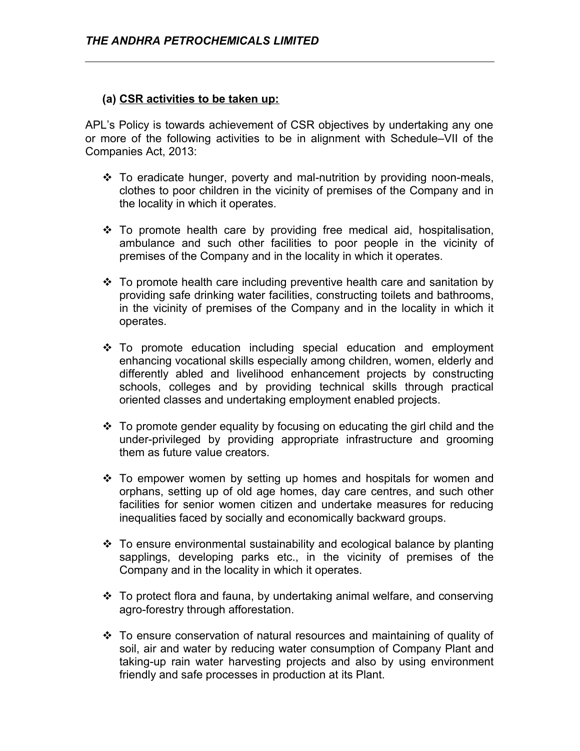### (a) CSR activities to be taken up:

APL's Policy is towards achievement of CSR objectives by undertaking any one or more of the following activities to be in alignment with Schedule–VII of the Companies Act, 2013:

- To eradicate hunger, poverty and mal-nutrition by providing noon-meals, clothes to poor children in the vicinity of premises of the Company and in the locality in which it operates.
- To promote health care by providing free medical aid, hospitalisation, ambulance and such other facilities to poor people in the vicinity of premises of the Company and in the locality in which it operates.
- To promote health care including preventive health care and sanitation by providing safe drinking water facilities, constructing toilets and bathrooms, in the vicinity of premises of the Company and in the locality in which it operates.
- To promote education including special education and employment enhancing vocational skills especially among children, women, elderly and differently abled and livelihood enhancement projects by constructing schools, colleges and by providing technical skills through practical oriented classes and undertaking employment enabled projects.
- To promote gender equality by focusing on educating the girl child and the under-privileged by providing appropriate infrastructure and grooming them as future value creators.
- To empower women by setting up homes and hospitals for women and orphans, setting up of old age homes, day care centres, and such other facilities for senior women citizen and undertake measures for reducing inequalities faced by socially and economically backward groups.
- To ensure environmental sustainability and ecological balance by planting sapplings, developing parks etc., in the vicinity of premises of the Company and in the locality in which it operates.
- To protect flora and fauna, by undertaking animal welfare, and conserving agro-forestry through afforestation.
- To ensure conservation of natural resources and maintaining of quality of soil, air and water by reducing water consumption of Company Plant and taking-up rain water harvesting projects and also by using environment friendly and safe processes in production at its Plant.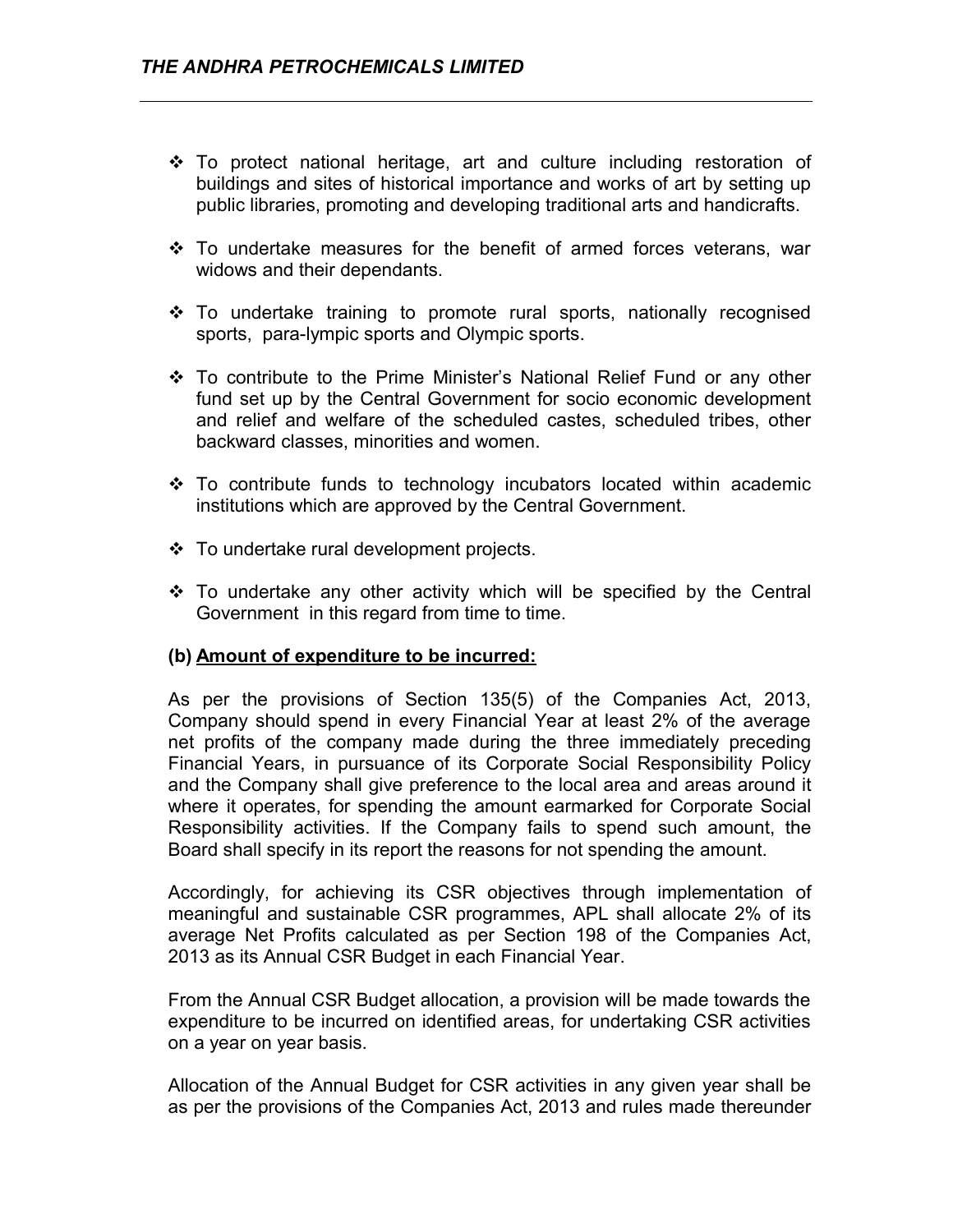- To protect national heritage, art and culture including restoration of buildings and sites of historical importance and works of art by setting up public libraries, promoting and developing traditional arts and handicrafts.
- To undertake measures for the benefit of armed forces veterans, war widows and their dependants.
- To undertake training to promote rural sports, nationally recognised sports, para-lympic sports and Olympic sports.
- To contribute to the Prime Minister's National Relief Fund or any other fund set up by the Central Government for socio economic development and relief and welfare of the scheduled castes, scheduled tribes, other backward classes, minorities and women.
- To contribute funds to technology incubators located within academic institutions which are approved by the Central Government.
- To undertake rural development projects.
- To undertake any other activity which will be specified by the Central Government in this regard from time to time.

**(b) Amount of expenditure to be incurred:**

As per the provisions of Section 135(5) of the Companies Act, 2013, Company should spend in every Financial Year at least 2% of the average net profits of the company made during the three immediately preceding Financial Years, in pursuance of its Corporate Social Responsibility Policy and the Company shall give preference to the local area and areas around it where it operates, for spending the amount earmarked for Corporate Social Responsibility activities. If the Company fails to spend such amount, the Board shall specify in its report the reasons for not spending the amount.

Accordingly, for achieving its CSR objectives through implementation of meaningful and sustainable CSR programmes, APL shall allocate 2% of its average Net Profits calculated as per Section 198 of the Companies Act, 2013 as its Annual CSR Budget in each Financial Year.

From the Annual CSR Budget allocation, a provision will be made towards the expenditure to be incurred on identified areas, for undertaking CSR activities on a year on year basis.

Allocation of the Annual Budget for CSR activities in any given year shall be as per the provisions of the Companies Act, 2013 and rules made thereunder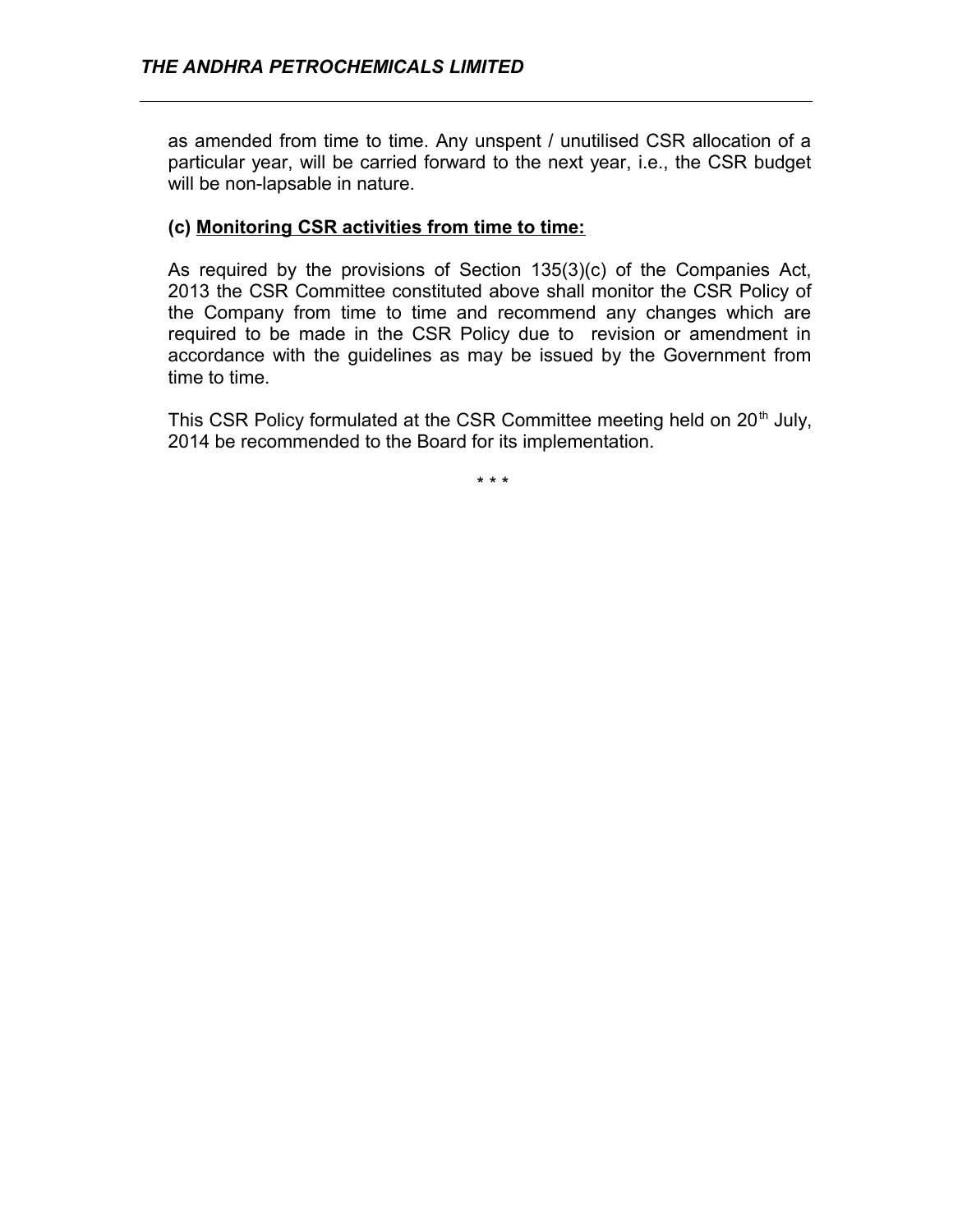as amended from time to time. Any unspent / unutilised CSR allocation of a particular year, will be carried forward to the next year, i.e., the CSR budget will be non-lapsable in nature.

**(c) Monitoring CSR activities from time to time:**

As required by the provisions of Section 135(3)(c) of the Companies Act, 2013 the CSR Committee constituted above shall monitor the CSR Policy of the Company from time to time and recommend any changes which are required to be made in the CSR Policy due to revision or amendment in accordance with the guidelines as may be issued by the Government from time to time.

This CSR Policy formulated at the CSR Committee meeting held on 20th July, 2014 be recommended to the Board for its implementation.

* * *